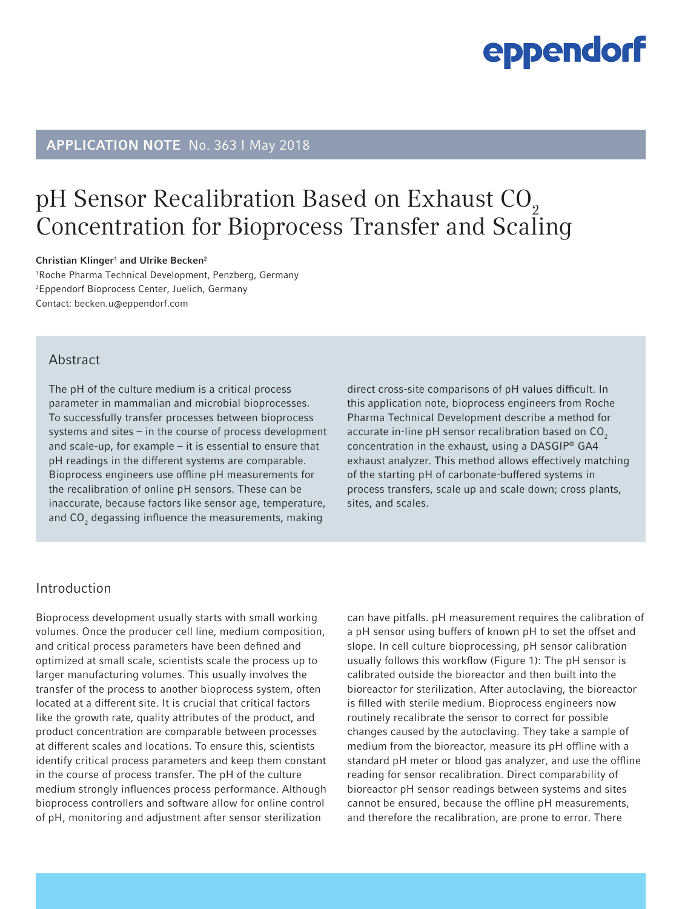**APPLICATION NOTE** No. 363 I May 2018

# pH Sensor Recalibration Based on Exhaust $CO_2$ Concentration for Bioprocess Transfer and Scaling

**Christian Klinger[1] and Ulrike Becken[2]**

[1]Roche Pharma Technical Development, Penzberg, Germany
[2]Eppendorf Bioprocess Center, Juelich, Germany
Contact: becken.u@eppendorf.com

## Abstract

The pH of the culture medium is a critical process parameter in mammalian and microbial bioprocesses. To successfully transfer processes between bioprocess systems and sites – in the course of process development and scale-up, for example – it is essential to ensure that pH readings in the different systems are comparable. Bioprocess engineers use offline pH measurements for the recalibration of online pH sensors. These can be inaccurate, because factors like sensor age, temperature, and $CO_2$ degassing influence the measurements, making direct cross-site comparisons of pH values difficult. In this application note, bioprocess engineers from Roche Pharma Technical Development describe a method for accurate in-line pH sensor recalibration based on $CO_2$ concentration in the exhaust, using a DASGIP® GA4 exhaust analyzer. This method allows effectively matching of the starting pH of carbonate-buffered systems in process transfers, scale up and scale down; cross plants, sites, and scales.

## Introduction

Bioprocess development usually starts with small working volumes. Once the producer cell line, medium composition, and critical process parameters have been defined and optimized at small scale, scientists scale the process up to larger manufacturing volumes. This usually involves the transfer of the process to another bioprocess system, often located at a different site. It is crucial that critical factors like the growth rate, quality attributes of the product, and product concentration are comparable between processes at different scales and locations. To ensure this, scientists identify critical process parameters and keep them constant in the course of process transfer. The pH of the culture medium strongly influences process performance. Although bioprocess controllers and software allow for online control of pH, monitoring and adjustment after sensor sterilization can have pitfalls. pH measurement requires the calibration of a pH sensor using buffers of known pH to set the offset and slope. In cell culture bioprocessing, pH sensor calibration usually follows this workflow (Figure 1): The pH sensor is calibrated outside the bioreactor and then built into the bioreactor for sterilization. After autoclaving, the bioreactor is filled with sterile medium. Bioprocess engineers now routinely recalibrate the sensor to correct for possible changes caused by the autoclaving. They take a sample of medium from the bioreactor, measure its pH offline with a standard pH meter or blood gas analyzer, and use the offline reading for sensor recalibration. Direct comparability of bioreactor pH sensor readings between systems and sites cannot be ensured, because the offline pH measurements, and therefore the recalibration, are prone to error. There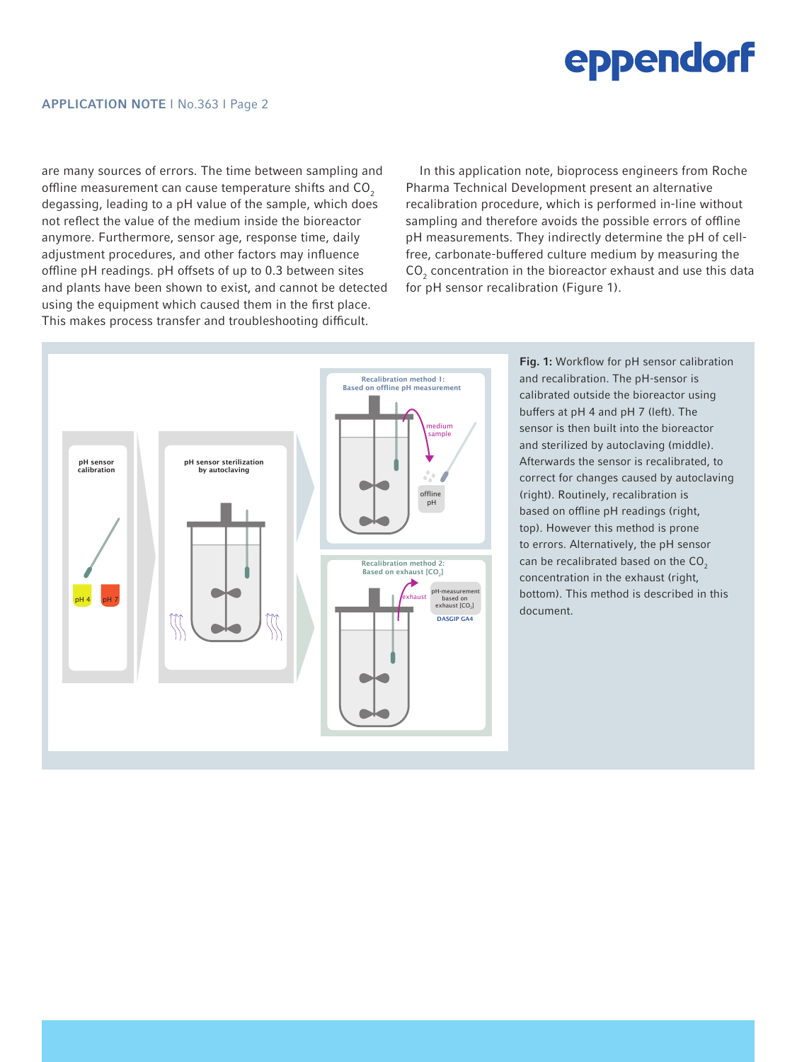are many sources of errors. The time between sampling and offline measurement can cause temperature shifts and $CO_2$ degassing, leading to a pH value of the sample, which does not reflect the value of the medium inside the bioreactor anymore. Furthermore, sensor age, response time, daily adjustment procedures, and other factors may influence offline pH readings. pH offsets of up to 0.3 between sites and plants have been shown to exist, and cannot be detected using the equipment which caused them in the first place. This makes process transfer and troubleshooting difficult.

In this application note, bioprocess engineers from Roche Pharma Technical Development present an alternative recalibration procedure, which is performed in-line without sampling and therefore avoids the possible errors of offline pH measurements. They indirectly determine the pH of cell-free, carbonate-buffered culture medium by measuring the $CO_2$ concentration in the bioreactor exhaust and use this data for pH sensor recalibration (Figure 1).

**Fig. 1:** Workflow for pH sensor calibration and recalibration. The pH-sensor is calibrated outside the bioreactor using buffers at pH 4 and pH 7 (left). The sensor is then built into the bioreactor and sterilized by autoclaving (middle). Afterwards the sensor is recalibrated, to correct for changes caused by autoclaving (right). Routinely, recalibration is based on offline pH readings (right, top). However this method is prone to errors. Alternatively, the pH sensor can be recalibrated based on the $CO_2$ concentration in the exhaust (right, bottom). This method is described in this document.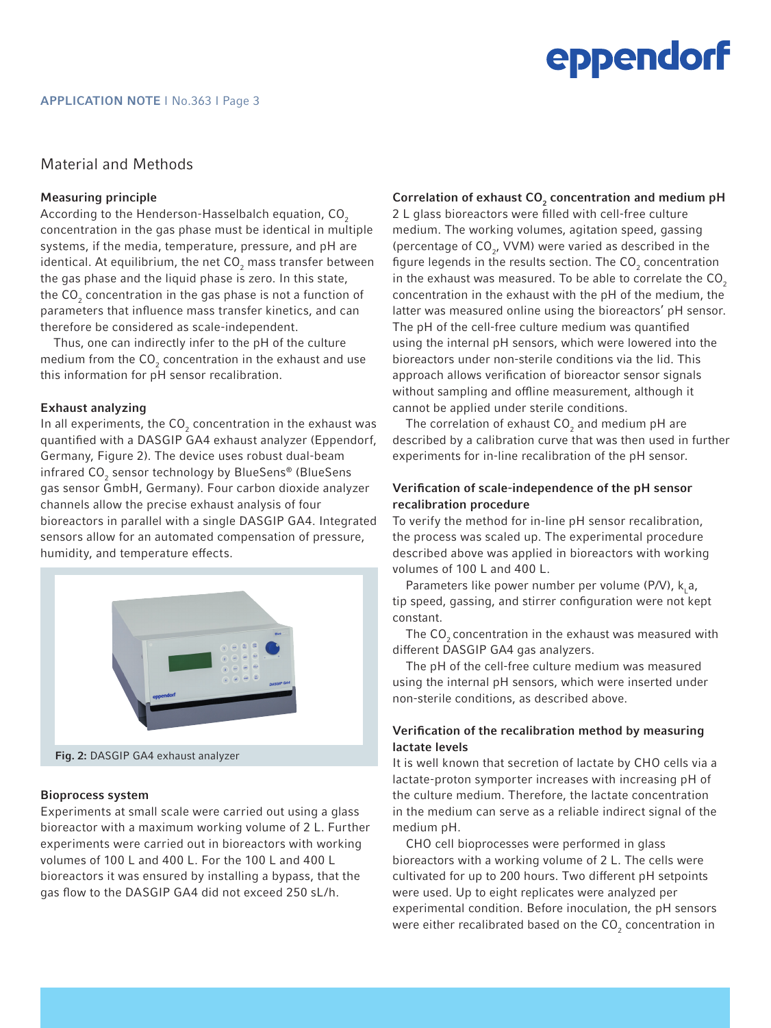## Material and Methods

### Measuring principle

According to the Henderson-Hasselbalch equation, $CO_2$ concentration in the gas phase must be identical in multiple systems, if the media, temperature, pressure, and pH are identical. At equilibrium, the net $CO_2$ mass transfer between the gas phase and the liquid phase is zero. In this state, the $CO_2$ concentration in the gas phase is not a function of parameters that influence mass transfer kinetics, and can therefore be considered as scale-independent.

Thus, one can indirectly infer to the pH of the culture medium from the $CO_2$ concentration in the exhaust and use this information for pH sensor recalibration.

### Exhaust analyzing

In all experiments, the $CO_2$ concentration in the exhaust was quantified with a DASGIP GA4 exhaust analyzer (Eppendorf, Germany, Figure 2). The device uses robust dual-beam infrared $CO_2$ sensor technology by BlueSens® (BlueSens gas sensor GmbH, Germany). Four carbon dioxide analyzer channels allow the precise exhaust analysis of four bioreactors in parallel with a single DASGIP GA4. Integrated sensors allow for an automated compensation of pressure, humidity, and temperature effects.

**Fig. 2:** DASGIP GA4 exhaust analyzer

### Bioprocess system

Experiments at small scale were carried out using a glass bioreactor with a maximum working volume of 2 L. Further experiments were carried out in bioreactors with working volumes of 100 L and 400 L. For the 100 L and 400 L bioreactors it was ensured by installing a bypass, that the gas flow to the DASGIP GA4 did not exceed 250 sL/h.

### Correlation of exhaust $CO_2$ concentration and medium pH

2 L glass bioreactors were filled with cell-free culture medium. The working volumes, agitation speed, gassing (percentage of $CO_2$, VVM) were varied as described in the figure legends in the results section. The $CO_2$ concentration in the exhaust was measured. To be able to correlate the $CO_2$ concentration in the exhaust with the pH of the medium, the latter was measured online using the bioreactors' pH sensor. The pH of the cell-free culture medium was quantified using the internal pH sensors, which were lowered into the bioreactors under non-sterile conditions via the lid. This approach allows verification of bioreactor sensor signals without sampling and offline measurement, although it cannot be applied under sterile conditions.

The correlation of exhaust $CO_2$ and medium pH are described by a calibration curve that was then used in further experiments for in-line recalibration of the pH sensor.

### Verification of scale-independence of the pH sensor recalibration procedure

To verify the method for in-line pH sensor recalibration, the process was scaled up. The experimental procedure described above was applied in bioreactors with working volumes of 100 L and 400 L.

Parameters like power number per volume (P/V), $k_La$, tip speed, gassing, and stirrer configuration were not kept constant.

The $CO_2$ concentration in the exhaust was measured with different DASGIP GA4 gas analyzers.

The pH of the cell-free culture medium was measured using the internal pH sensors, which were inserted under non-sterile conditions, as described above.

### Verification of the recalibration method by measuring lactate levels

It is well known that secretion of lactate by CHO cells via a lactate-proton symporter increases with increasing pH of the culture medium. Therefore, the lactate concentration in the medium can serve as a reliable indirect signal of the medium pH.

CHO cell bioprocesses were performed in glass bioreactors with a working volume of 2 L. The cells were cultivated for up to 200 hours. Two different pH setpoints were used. Up to eight replicates were analyzed per experimental condition. Before inoculation, the pH sensors were either recalibrated based on the $CO_2$ concentration in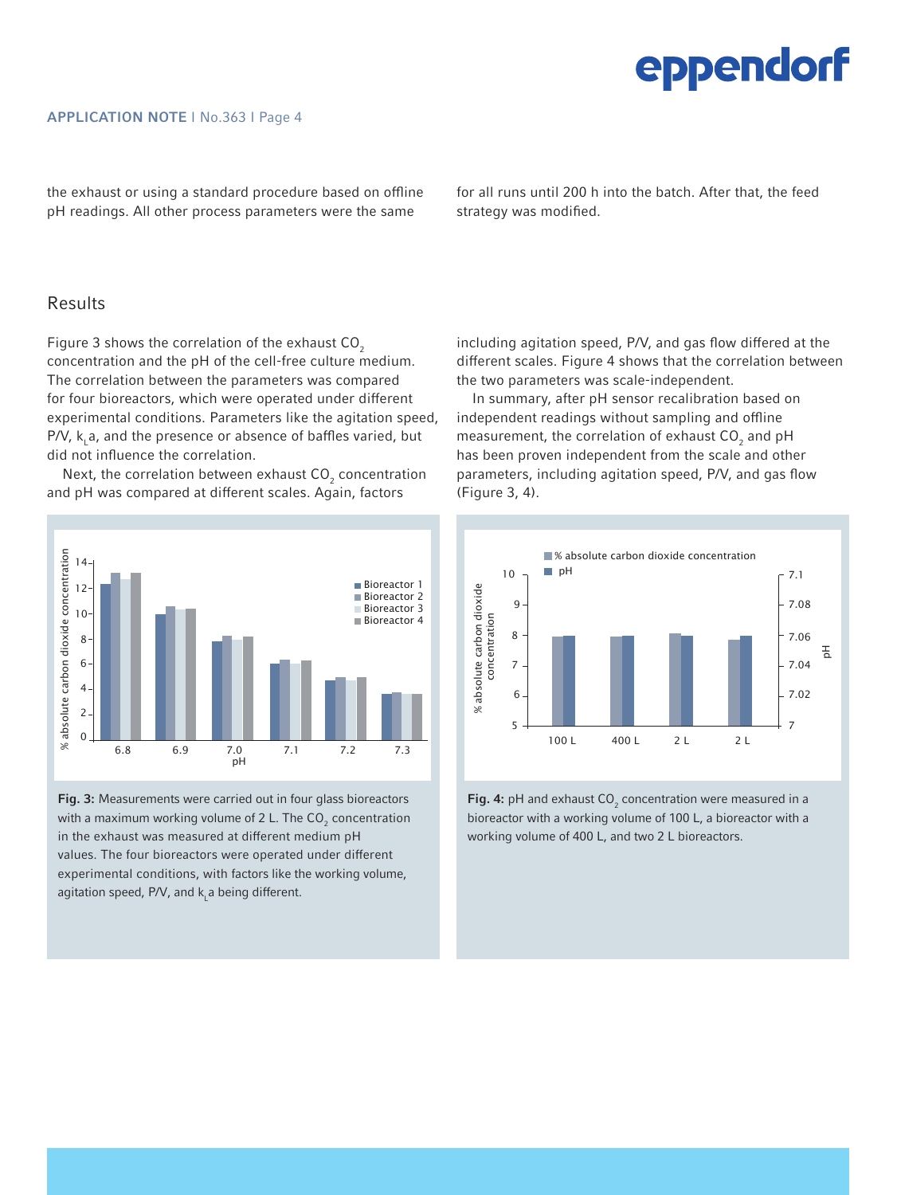the exhaust or using a standard procedure based on offline pH readings. All other process parameters were the same for all runs until 200 h into the batch. After that, the feed strategy was modified.

## Results

Figure 3 shows the correlation of the exhaust $CO_2$ concentration and the pH of the cell-free culture medium. The correlation between the parameters was compared for four bioreactors, which were operated under different experimental conditions. Parameters like the agitation speed, P/V, $k_La$, and the presence or absence of baffles varied, but did not influence the correlation.

Next, the correlation between exhaust $CO_2$ concentration and pH was compared at different scales. Again, factors including agitation speed, P/V, and gas flow differed at the different scales. Figure 4 shows that the correlation between the two parameters was scale-independent.

In summary, after pH sensor recalibration based on independent readings without sampling and offline measurement, the correlation of exhaust $CO_2$ and pH has been proven independent from the scale and other parameters, including agitation speed, P/V, and gas flow (Figure 3, 4).

**Fig. 3:** Measurements were carried out in four glass bioreactors with a maximum working volume of 2 L. The $CO_2$ concentration in the exhaust was measured at different medium pH values. The four bioreactors were operated under different experimental conditions, with factors like the working volume, agitation speed, P/V, and $k_La$ being different.

**Fig. 4:** pH and exhaust $CO_2$ concentration were measured in a bioreactor with a working volume of 100 L, a bioreactor with a working volume of 400 L, and two 2 L bioreactors.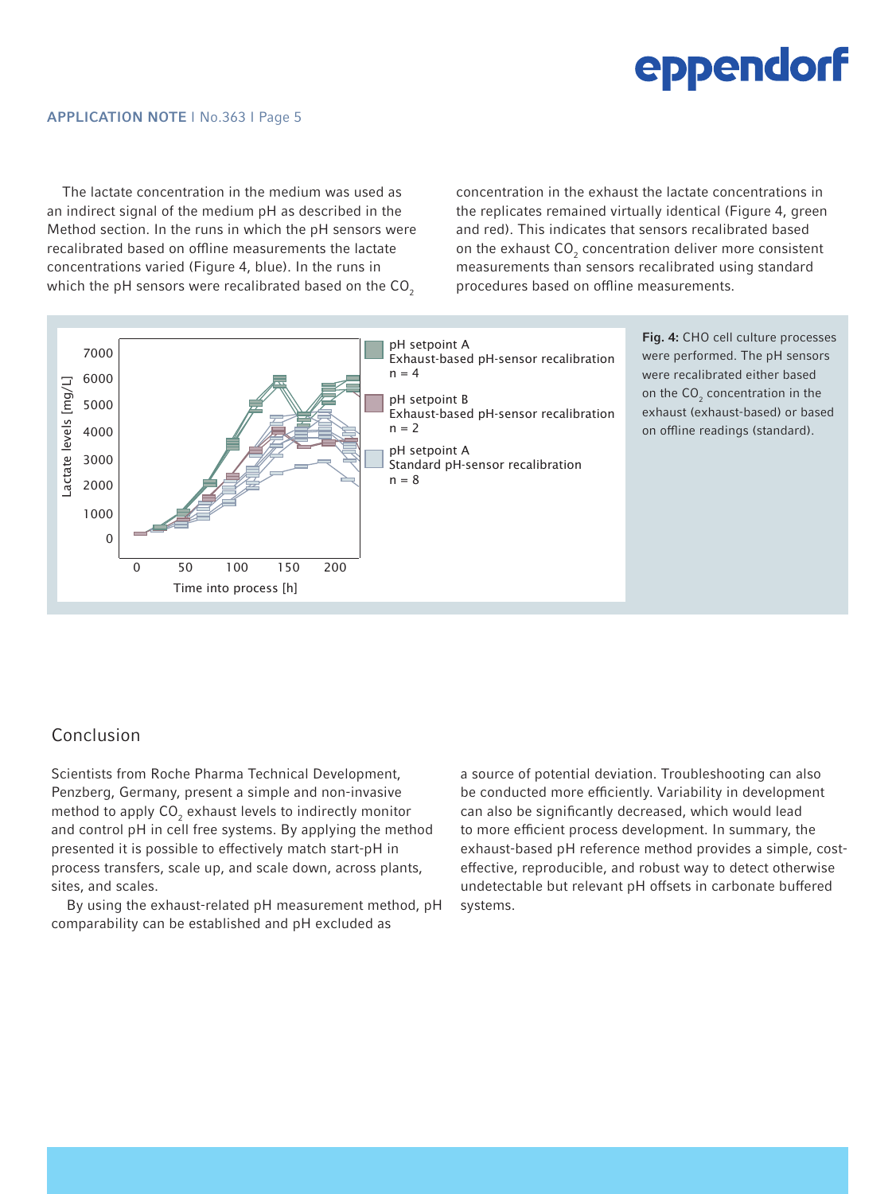The lactate concentration in the medium was used as an indirect signal of the medium pH as described in the Method section. In the runs in which the pH sensors were recalibrated based on offline measurements the lactate concentrations varied (Figure 4, blue). In the runs in which the pH sensors were recalibrated based on the $CO_2$ concentration in the exhaust the lactate concentrations in the replicates remained virtually identical (Figure 4, green and red). This indicates that sensors recalibrated based on the exhaust $CO_2$ concentration deliver more consistent measurements than sensors recalibrated using standard procedures based on offline measurements.

**Fig. 4:** CHO cell culture processes were performed. The pH sensors were recalibrated either based on the $CO_2$ concentration in the exhaust (exhaust-based) or based on offline readings (standard).

## Conclusion

Scientists from Roche Pharma Technical Development, Penzberg, Germany, present a simple and non-invasive method to apply $CO_2$ exhaust levels to indirectly monitor and control pH in cell free systems. By applying the method presented it is possible to effectively match start-pH in process transfers, scale up, and scale down, across plants, sites, and scales.

By using the exhaust-related pH measurement method, pH comparability can be established and pH excluded as a source of potential deviation. Troubleshooting can also be conducted more efficiently. Variability in development can also be significantly decreased, which would lead to more efficient process development. In summary, the exhaust-based pH reference method provides a simple, cost-effective, reproducible, and robust way to detect otherwise undetectable but relevant pH offsets in carbonate buffered systems.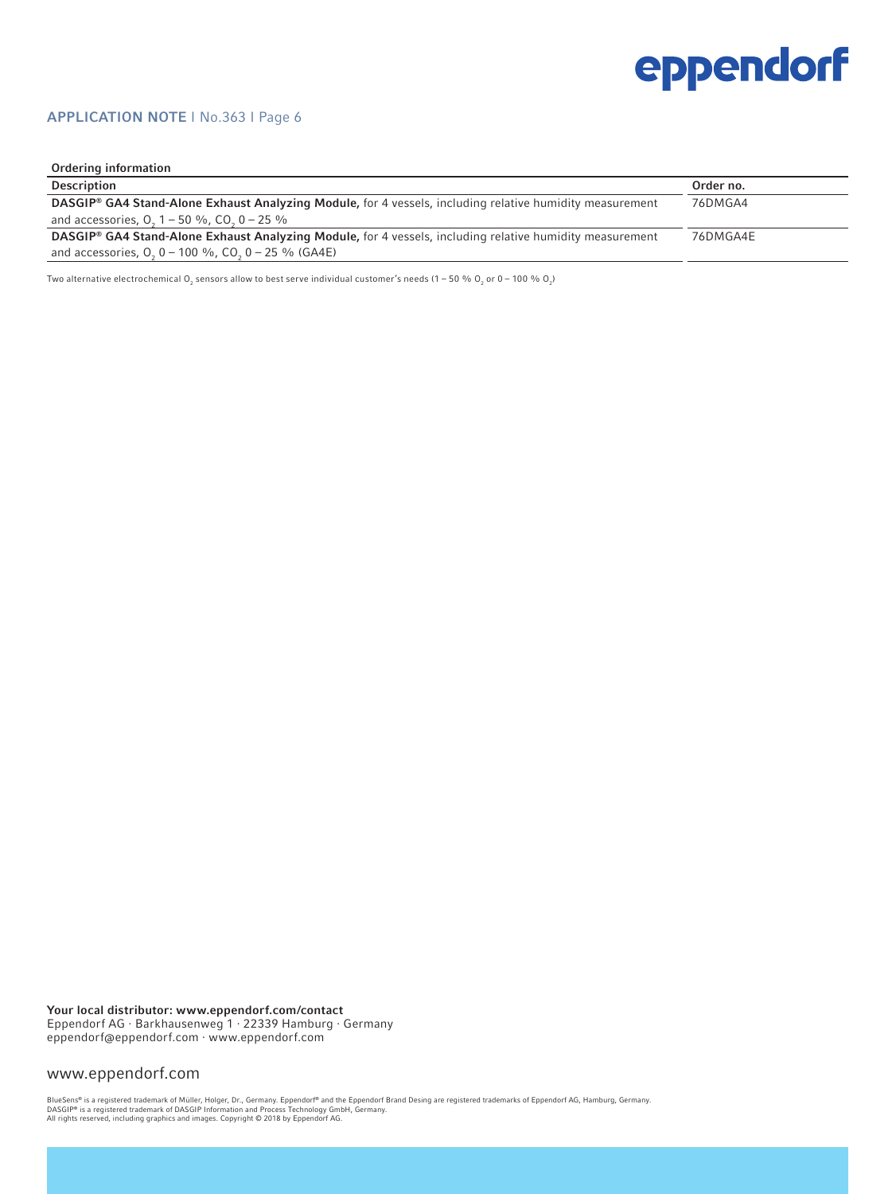**Ordering information**

| Description | Order no. |
| --- | --- |
| **DASGIP® GA4 Stand-Alone Exhaust Analyzing Module,** for 4 vessels, including relative humidity measurement and accessories, $O_2$ 1 – 50 %, $CO_2$ 0 – 25 % | 76DMGA4 |
| **DASGIP® GA4 Stand-Alone Exhaust Analyzing Module,** for 4 vessels, including relative humidity measurement and accessories, $O_2$ 0 – 100 %, $CO_2$ 0 – 25 % (GA4E) | 76DMGA4E |

Two alternative electrochemical $O_2$ sensors allow to best serve individual customer's needs (1 – 50 % $O_2$ or 0 – 100 % $O_2$)

**Your local distributor: www.eppendorf.com/contact**
Eppendorf AG · Barkhausenweg 1 · 22339 Hamburg · Germany
eppendorf@eppendorf.com · www.eppendorf.com

www.eppendorf.com

BlueSens® is a registered trademark of Müller, Holger, Dr., Germany. Eppendorf® and the Eppendorf Brand Desing are registered trademarks of Eppendorf AG, Hamburg, Germany.
DASGIP® is a registered trademark of DASGIP Information and Process Technology GmbH, Germany.
All rights reserved, including graphics and images. Copyright © 2018 by Eppendorf AG.